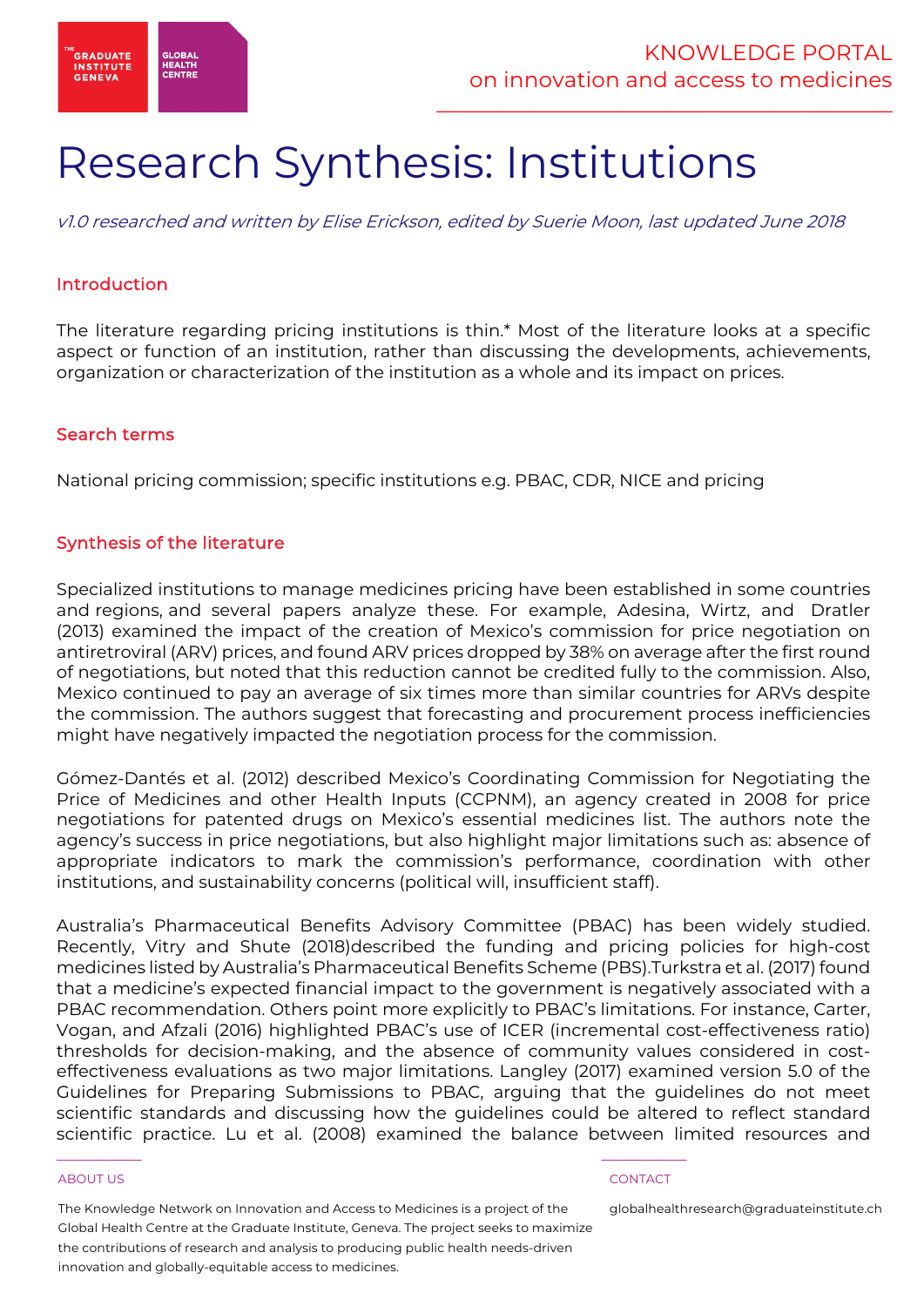# Research Synthesis: Institutions

*v1.0 researched and written by Elise Erickson, edited by Suerie Moon, last updated June 2018*

## Introduction

The literature regarding pricing institutions is thin.* Most of the literature looks at a specific aspect or function of an institution, rather than discussing the developments, achievements, organization or characterization of the institution as a whole and its impact on prices.

## Search terms

National pricing commission; specific institutions e.g. PBAC, CDR, NICE and pricing

## Synthesis of the literature

Specialized institutions to manage medicines pricing have been established in some countries and regions, and several papers analyze these. For example, Adesina, Wirtz, and Dratler (2013) examined the impact of the creation of Mexico's commission for price negotiation on antiretroviral (ARV) prices, and found ARV prices dropped by 38% on average after the first round of negotiations, but noted that this reduction cannot be credited fully to the commission. Also, Mexico continued to pay an average of six times more than similar countries for ARVs despite the commission. The authors suggest that forecasting and procurement process inefficiencies might have negatively impacted the negotiation process for the commission.

Gómez-Dantés et al. (2012) described Mexico's Coordinating Commission for Negotiating the Price of Medicines and other Health Inputs (CCPNM), an agency created in 2008 for price negotiations for patented drugs on Mexico's essential medicines list. The authors note the agency's success in price negotiations, but also highlight major limitations such as: absence of appropriate indicators to mark the commission's performance, coordination with other institutions, and sustainability concerns (political will, insufficient staff).

Australia's Pharmaceutical Benefits Advisory Committee (PBAC) has been widely studied. Recently, Vitry and Shute (2018)described the funding and pricing policies for high-cost medicines listed by Australia's Pharmaceutical Benefits Scheme (PBS).Turkstra et al. (2017) found that a medicine's expected financial impact to the government is negatively associated with a PBAC recommendation. Others point more explicitly to PBAC's limitations. For instance, Carter, Vogan, and Afzali (2016) highlighted PBAC's use of ICER (incremental cost-effectiveness ratio) thresholds for decision-making, and the absence of community values considered in cost-effectiveness evaluations as two major limitations. Langley (2017) examined version 5.0 of the Guidelines for Preparing Submissions to PBAC, arguing that the guidelines do not meet scientific standards and discussing how the guidelines could be altered to reflect standard scientific practice. Lu et al. (2008) examined the balance between limited resources and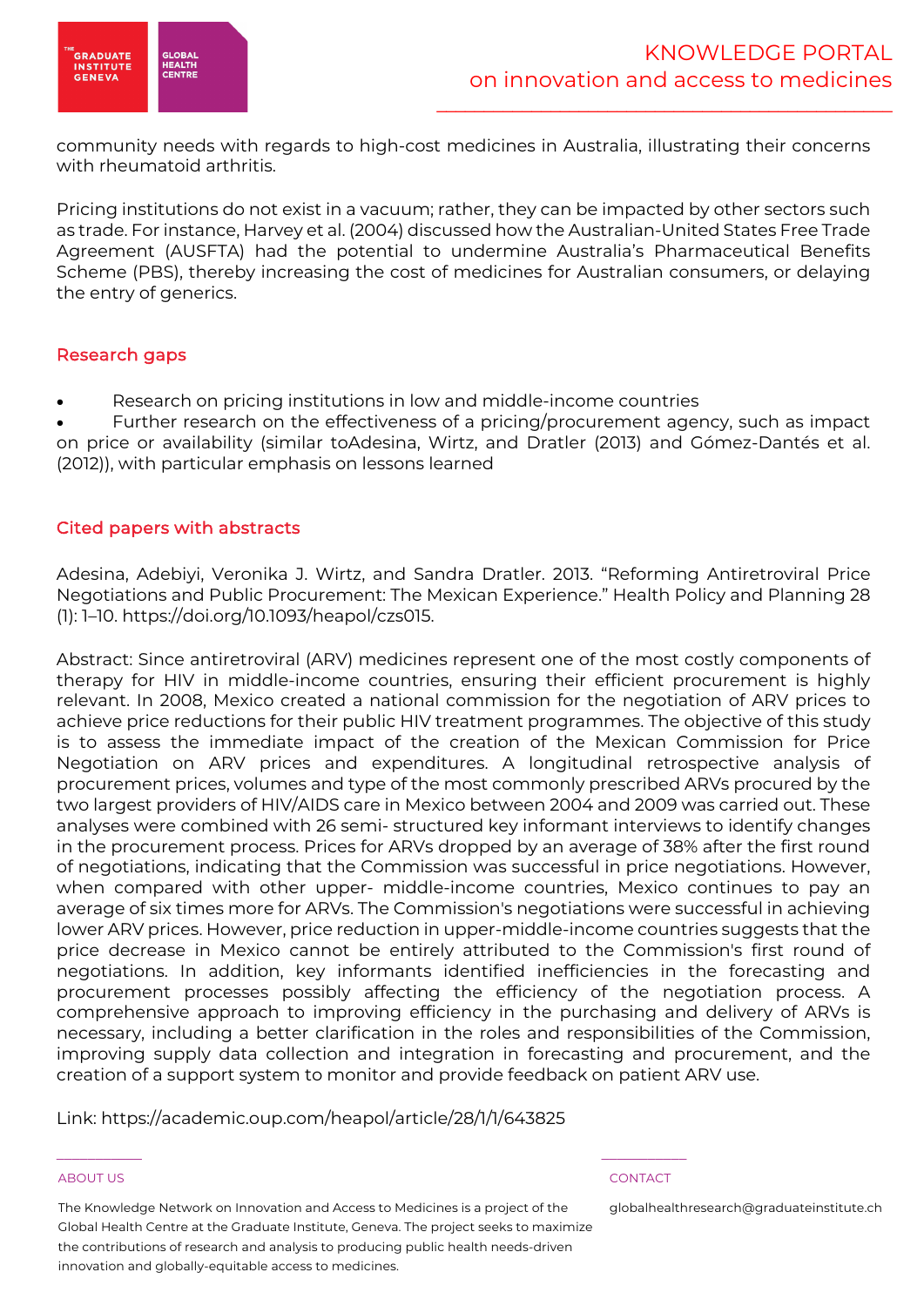community needs with regards to high-cost medicines in Australia, illustrating their concerns with rheumatoid arthritis.

Pricing institutions do not exist in a vacuum; rather, they can be impacted by other sectors such as trade. For instance, Harvey et al. (2004) discussed how the Australian-United States Free Trade Agreement (AUSFTA) had the potential to undermine Australia's Pharmaceutical Benefits Scheme (PBS), thereby increasing the cost of medicines for Australian consumers, or delaying the entry of generics.

## Research gaps

- Research on pricing institutions in low and middle-income countries
- Further research on the effectiveness of a pricing/procurement agency, such as impact on price or availability (similar toAdesina, Wirtz, and Dratler (2013) and Gómez-Dantés et al. (2012)), with particular emphasis on lessons learned

## Cited papers with abstracts

Adesina, Adebiyi, Veronika J. Wirtz, and Sandra Dratler. 2013. "Reforming Antiretroviral Price Negotiations and Public Procurement: The Mexican Experience." Health Policy and Planning 28 (1): 1–10. https://doi.org/10.1093/heapol/czs015.

Abstract: Since antiretroviral (ARV) medicines represent one of the most costly components of therapy for HIV in middle-income countries, ensuring their efficient procurement is highly relevant. In 2008, Mexico created a national commission for the negotiation of ARV prices to achieve price reductions for their public HIV treatment programmes. The objective of this study is to assess the immediate impact of the creation of the Mexican Commission for Price Negotiation on ARV prices and expenditures. A longitudinal retrospective analysis of procurement prices, volumes and type of the most commonly prescribed ARVs procured by the two largest providers of HIV/AIDS care in Mexico between 2004 and 2009 was carried out. These analyses were combined with 26 semi- structured key informant interviews to identify changes in the procurement process. Prices for ARVs dropped by an average of 38% after the first round of negotiations, indicating that the Commission was successful in price negotiations. However, when compared with other upper- middle-income countries, Mexico continues to pay an average of six times more for ARVs. The Commission's negotiations were successful in achieving lower ARV prices. However, price reduction in upper-middle-income countries suggests that the price decrease in Mexico cannot be entirely attributed to the Commission's first round of negotiations. In addition, key informants identified inefficiencies in the forecasting and procurement processes possibly affecting the efficiency of the negotiation process. A comprehensive approach to improving efficiency in the purchasing and delivery of ARVs is necessary, including a better clarification in the roles and responsibilities of the Commission, improving supply data collection and integration in forecasting and procurement, and the creation of a support system to monitor and provide feedback on patient ARV use.

Link: https://academic.oup.com/heapol/article/28/1/1/643825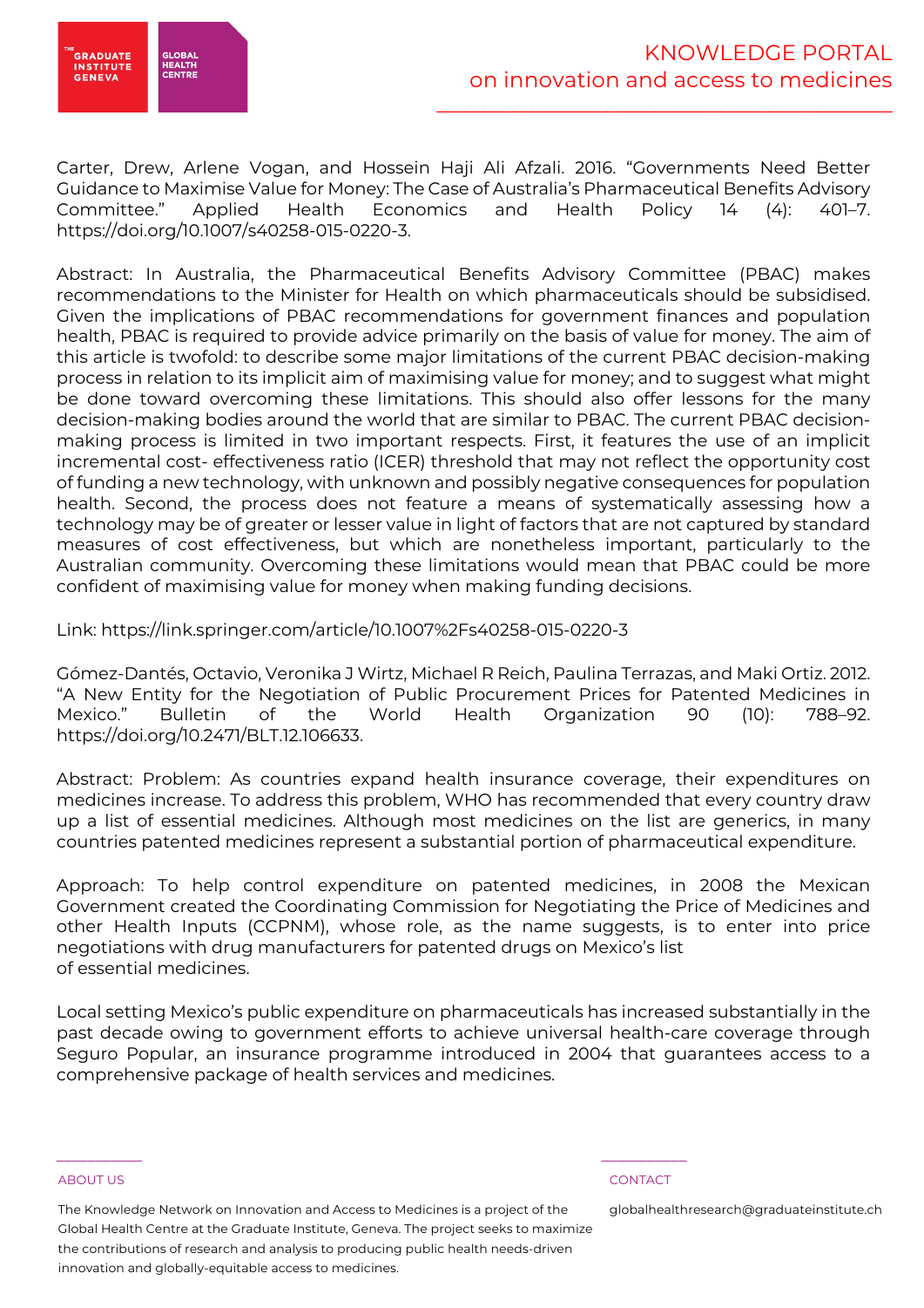Carter, Drew, Arlene Vogan, and Hossein Haji Ali Afzali. 2016. "Governments Need Better Guidance to Maximise Value for Money: The Case of Australia's Pharmaceutical Benefits Advisory Committee." Applied Health Economics and Health Policy 14 (4): 401–7. https://doi.org/10.1007/s40258-015-0220-3.

Abstract: In Australia, the Pharmaceutical Benefits Advisory Committee (PBAC) makes recommendations to the Minister for Health on which pharmaceuticals should be subsidised. Given the implications of PBAC recommendations for government finances and population health, PBAC is required to provide advice primarily on the basis of value for money. The aim of this article is twofold: to describe some major limitations of the current PBAC decision-making process in relation to its implicit aim of maximising value for money; and to suggest what might be done toward overcoming these limitations. This should also offer lessons for the many decision-making bodies around the world that are similar to PBAC. The current PBAC decision-making process is limited in two important respects. First, it features the use of an implicit incremental cost- effectiveness ratio (ICER) threshold that may not reflect the opportunity cost of funding a new technology, with unknown and possibly negative consequences for population health. Second, the process does not feature a means of systematically assessing how a technology may be of greater or lesser value in light of factors that are not captured by standard measures of cost effectiveness, but which are nonetheless important, particularly to the Australian community. Overcoming these limitations would mean that PBAC could be more confident of maximising value for money when making funding decisions.

Link: https://link.springer.com/article/10.1007%2Fs40258-015-0220-3

Gómez-Dantés, Octavio, Veronika J Wirtz, Michael R Reich, Paulina Terrazas, and Maki Ortiz. 2012. "A New Entity for the Negotiation of Public Procurement Prices for Patented Medicines in Mexico." Bulletin of the World Health Organization 90 (10): 788–92. https://doi.org/10.2471/BLT.12.106633.

Abstract: Problem: As countries expand health insurance coverage, their expenditures on medicines increase. To address this problem, WHO has recommended that every country draw up a list of essential medicines. Although most medicines on the list are generics, in many countries patented medicines represent a substantial portion of pharmaceutical expenditure.

Approach: To help control expenditure on patented medicines, in 2008 the Mexican Government created the Coordinating Commission for Negotiating the Price of Medicines and other Health Inputs (CCPNM), whose role, as the name suggests, is to enter into price negotiations with drug manufacturers for patented drugs on Mexico's list of essential medicines.

Local setting Mexico's public expenditure on pharmaceuticals has increased substantially in the past decade owing to government efforts to achieve universal health-care coverage through Seguro Popular, an insurance programme introduced in 2004 that guarantees access to a comprehensive package of health services and medicines.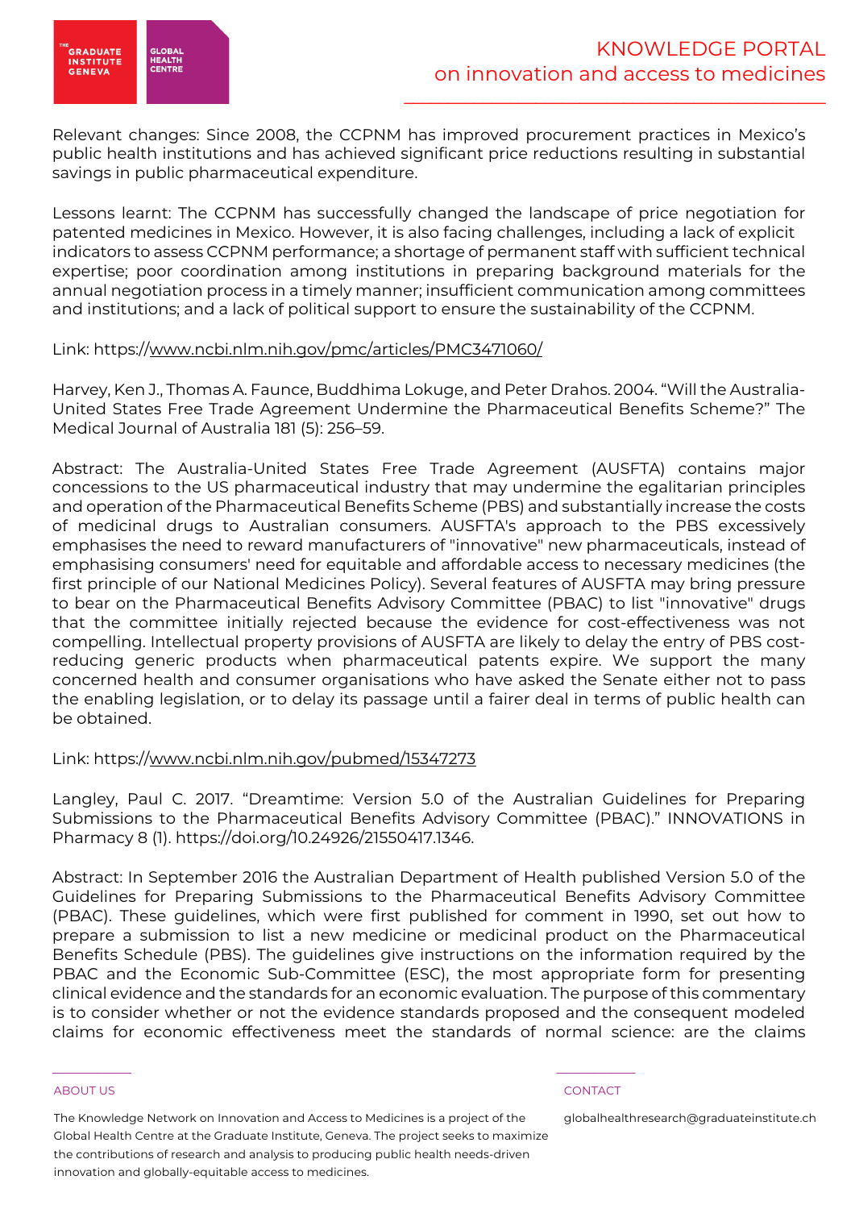Relevant changes: Since 2008, the CCPNM has improved procurement practices in Mexico's public health institutions and has achieved significant price reductions resulting in substantial savings in public pharmaceutical expenditure.

Lessons learnt: The CCPNM has successfully changed the landscape of price negotiation for patented medicines in Mexico. However, it is also facing challenges, including a lack of explicit indicators to assess CCPNM performance; a shortage of permanent staff with sufficient technical expertise; poor coordination among institutions in preparing background materials for the annual negotiation process in a timely manner; insufficient communication among committees and institutions; and a lack of political support to ensure the sustainability of the CCPNM.

Link: https://www.ncbi.nlm.nih.gov/pmc/articles/PMC3471060/

Harvey, Ken J., Thomas A. Faunce, Buddhima Lokuge, and Peter Drahos. 2004. "Will the Australia-United States Free Trade Agreement Undermine the Pharmaceutical Benefits Scheme?" The Medical Journal of Australia 181 (5): 256–59.

Abstract: The Australia-United States Free Trade Agreement (AUSFTA) contains major concessions to the US pharmaceutical industry that may undermine the egalitarian principles and operation of the Pharmaceutical Benefits Scheme (PBS) and substantially increase the costs of medicinal drugs to Australian consumers. AUSFTA's approach to the PBS excessively emphasises the need to reward manufacturers of "innovative" new pharmaceuticals, instead of emphasising consumers' need for equitable and affordable access to necessary medicines (the first principle of our National Medicines Policy). Several features of AUSFTA may bring pressure to bear on the Pharmaceutical Benefits Advisory Committee (PBAC) to list "innovative" drugs that the committee initially rejected because the evidence for cost-effectiveness was not compelling. Intellectual property provisions of AUSFTA are likely to delay the entry of PBS cost-reducing generic products when pharmaceutical patents expire. We support the many concerned health and consumer organisations who have asked the Senate either not to pass the enabling legislation, or to delay its passage until a fairer deal in terms of public health can be obtained.

Link: https://www.ncbi.nlm.nih.gov/pubmed/15347273

Langley, Paul C. 2017. "Dreamtime: Version 5.0 of the Australian Guidelines for Preparing Submissions to the Pharmaceutical Benefits Advisory Committee (PBAC)." INNOVATIONS in Pharmacy 8 (1). https://doi.org/10.24926/21550417.1346.

Abstract: In September 2016 the Australian Department of Health published Version 5.0 of the Guidelines for Preparing Submissions to the Pharmaceutical Benefits Advisory Committee (PBAC). These guidelines, which were first published for comment in 1990, set out how to prepare a submission to list a new medicine or medicinal product on the Pharmaceutical Benefits Schedule (PBS). The guidelines give instructions on the information required by the PBAC and the Economic Sub-Committee (ESC), the most appropriate form for presenting clinical evidence and the standards for an economic evaluation. The purpose of this commentary is to consider whether or not the evidence standards proposed and the consequent modeled claims for economic effectiveness meet the standards of normal science: are the claims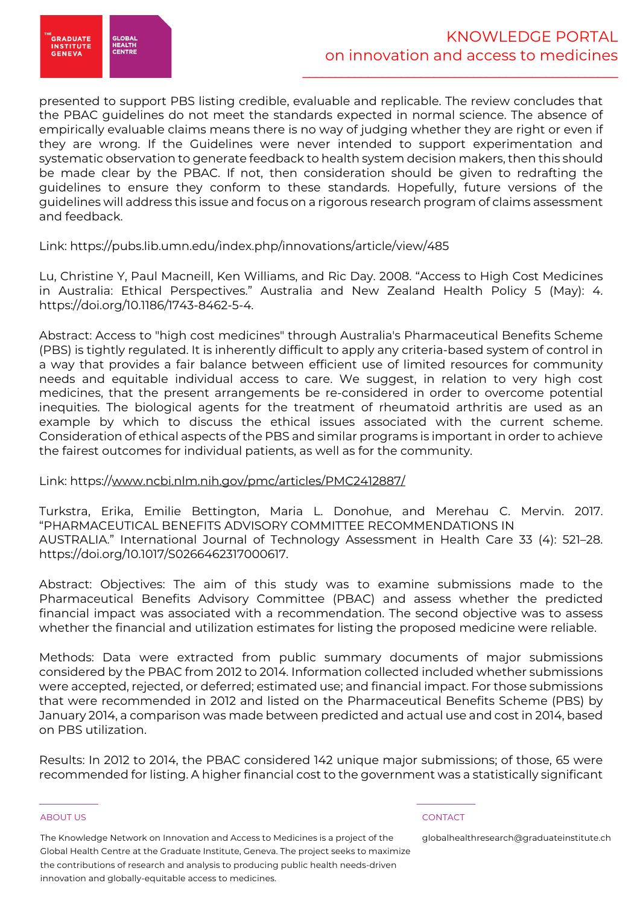presented to support PBS listing credible, evaluable and replicable. The review concludes that the PBAC guidelines do not meet the standards expected in normal science. The absence of empirically evaluable claims means there is no way of judging whether they are right or even if they are wrong. If the Guidelines were never intended to support experimentation and systematic observation to generate feedback to health system decision makers, then this should be made clear by the PBAC. If not, then consideration should be given to redrafting the guidelines to ensure they conform to these standards. Hopefully, future versions of the guidelines will address this issue and focus on a rigorous research program of claims assessment and feedback.

Link: https://pubs.lib.umn.edu/index.php/innovations/article/view/485

Lu, Christine Y, Paul Macneill, Ken Williams, and Ric Day. 2008. "Access to High Cost Medicines in Australia: Ethical Perspectives." Australia and New Zealand Health Policy 5 (May): 4. https://doi.org/10.1186/1743-8462-5-4.

Abstract: Access to "high cost medicines" through Australia's Pharmaceutical Benefits Scheme (PBS) is tightly regulated. It is inherently difficult to apply any criteria-based system of control in a way that provides a fair balance between efficient use of limited resources for community needs and equitable individual access to care. We suggest, in relation to very high cost medicines, that the present arrangements be re-considered in order to overcome potential inequities. The biological agents for the treatment of rheumatoid arthritis are used as an example by which to discuss the ethical issues associated with the current scheme. Consideration of ethical aspects of the PBS and similar programs is important in order to achieve the fairest outcomes for individual patients, as well as for the community.

Link: https://www.ncbi.nlm.nih.gov/pmc/articles/PMC2412887/

Turkstra, Erika, Emilie Bettington, Maria L. Donohue, and Merehau C. Mervin. 2017. "PHARMACEUTICAL BENEFITS ADVISORY COMMITTEE RECOMMENDATIONS IN AUSTRALIA." International Journal of Technology Assessment in Health Care 33 (4): 521–28. https://doi.org/10.1017/S0266462317000617.

Abstract: Objectives: The aim of this study was to examine submissions made to the Pharmaceutical Benefits Advisory Committee (PBAC) and assess whether the predicted financial impact was associated with a recommendation. The second objective was to assess whether the financial and utilization estimates for listing the proposed medicine were reliable.

Methods: Data were extracted from public summary documents of major submissions considered by the PBAC from 2012 to 2014. Information collected included whether submissions were accepted, rejected, or deferred; estimated use; and financial impact. For those submissions that were recommended in 2012 and listed on the Pharmaceutical Benefits Scheme (PBS) by January 2014, a comparison was made between predicted and actual use and cost in 2014, based on PBS utilization.

Results: In 2012 to 2014, the PBAC considered 142 unique major submissions; of those, 65 were recommended for listing. A higher financial cost to the government was a statistically significant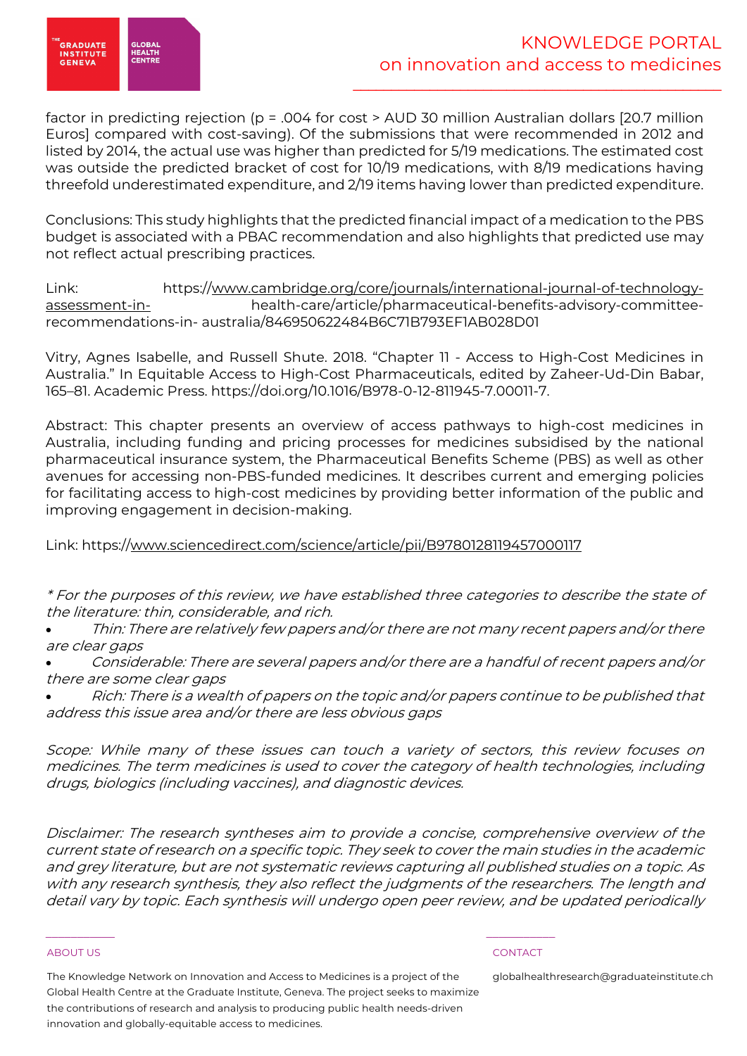factor in predicting rejection ($p = .004$ for cost > AUD 30 million Australian dollars [20.7 million Euros] compared with cost-saving). Of the submissions that were recommended in 2012 and listed by 2014, the actual use was higher than predicted for 5/19 medications. The estimated cost was outside the predicted bracket of cost for 10/19 medications, with 8/19 medications having threefold underestimated expenditure, and 2/19 items having lower than predicted expenditure.

Conclusions: This study highlights that the predicted financial impact of a medication to the PBS budget is associated with a PBAC recommendation and also highlights that predicted use may not reflect actual prescribing practices.

Link: https://www.cambridge.org/core/journals/international-journal-of-technology-assessment-in-health-care/article/pharmaceutical-benefits-advisory-committee-recommendations-in-australia/846950622484B6C71B793EF1AB028D01

Vitry, Agnes Isabelle, and Russell Shute. 2018. "Chapter 11 - Access to High-Cost Medicines in Australia." In Equitable Access to High-Cost Pharmaceuticals, edited by Zaheer-Ud-Din Babar, 165–81. Academic Press. https://doi.org/10.1016/B978-0-12-811945-7.00011-7.

Abstract: This chapter presents an overview of access pathways to high-cost medicines in Australia, including funding and pricing processes for medicines subsidised by the national pharmaceutical insurance system, the Pharmaceutical Benefits Scheme (PBS) as well as other avenues for accessing non-PBS-funded medicines. It describes current and emerging policies for facilitating access to high-cost medicines by providing better information of the public and improving engagement in decision-making.

Link: https://www.sciencedirect.com/science/article/pii/B9780128119457000117

*\* For the purposes of this review, we have established three categories to describe the state of the literature: thin, considerable, and rich.*

- *Thin: There are relatively few papers and/or there are not many recent papers and/or there are clear gaps*
- *Considerable: There are several papers and/or there are a handful of recent papers and/or there are some clear gaps*
- *Rich: There is a wealth of papers on the topic and/or papers continue to be published that address this issue area and/or there are less obvious gaps*

*Scope: While many of these issues can touch a variety of sectors, this review focuses on medicines. The term medicines is used to cover the category of health technologies, including drugs, biologics (including vaccines), and diagnostic devices.*

*Disclaimer: The research syntheses aim to provide a concise, comprehensive overview of the current state of research on a specific topic. They seek to cover the main studies in the academic and grey literature, but are not systematic reviews capturing all published studies on a topic. As with any research synthesis, they also reflect the judgments of the researchers. The length and detail vary by topic. Each synthesis will undergo open peer review, and be updated periodically*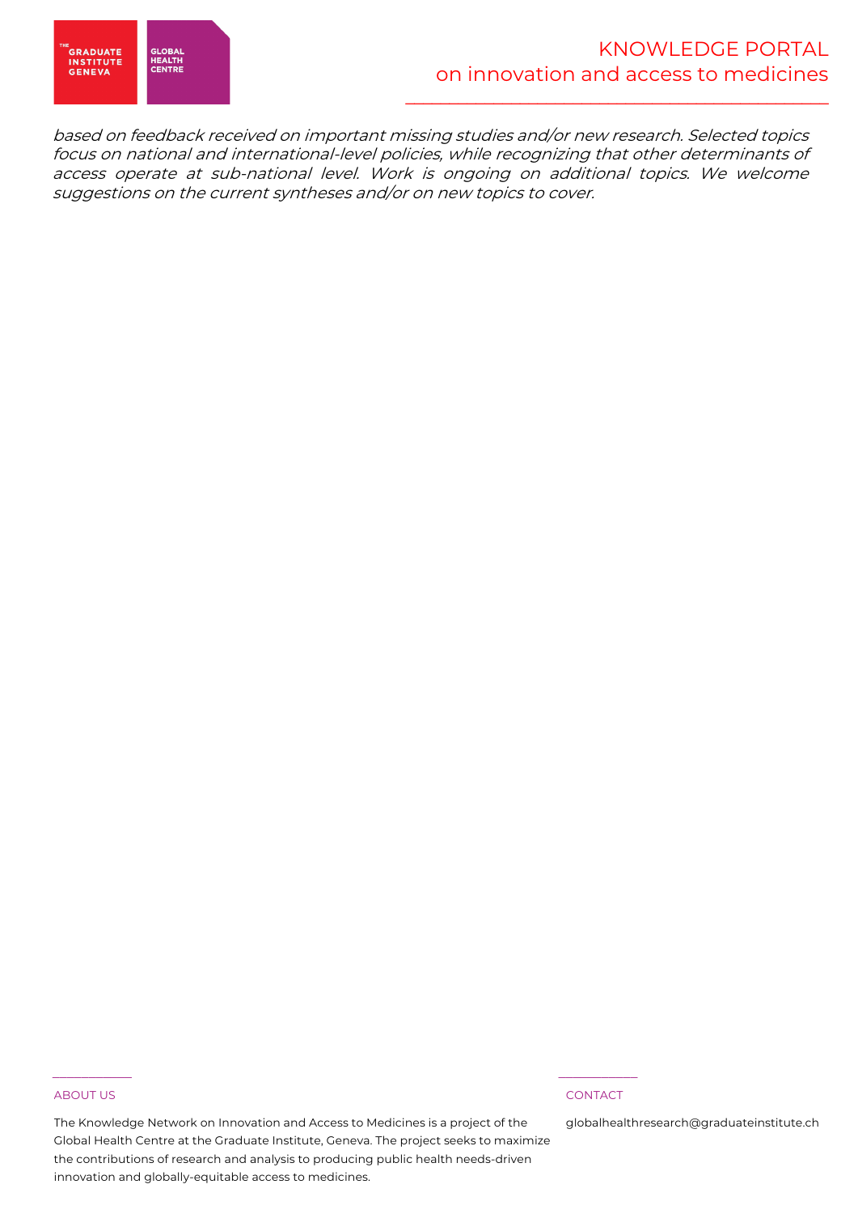*based on feedback received on important missing studies and/or new research. Selected topics focus on national and international-level policies, while recognizing that other determinants of access operate at sub-national level. Work is ongoing on additional topics. We welcome suggestions on the current syntheses and/or on new topics to cover.*

ABOUT US

The Knowledge Network on Innovation and Access to Medicines is a project of the Global Health Centre at the Graduate Institute, Geneva. The project seeks to maximize the contributions of research and analysis to producing public health needs-driven innovation and globally-equitable access to medicines.

CONTACT

globalhealthresearch@graduateinstitute.ch